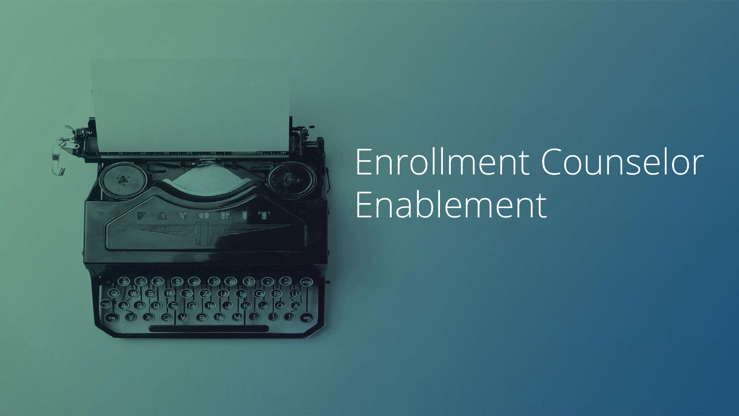# Enrollment Counselor Enablement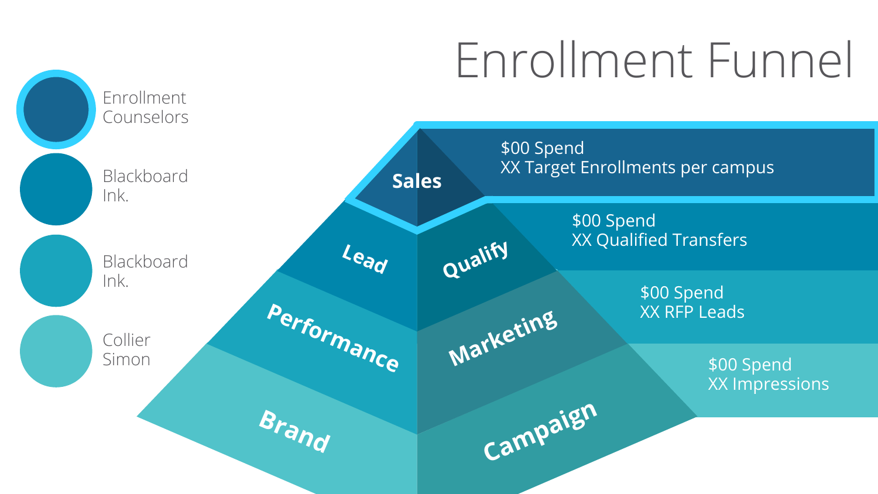# Enrollment Funnel

- Enrollment Counselors
- Blackboard Ink.
- Blackboard Ink.
- Collier Simon

| Stage | | Details |
| --- | --- | --- |
| Sales | | $00 Spend<br>XX Target Enrollments per campus |
| Lead | Qualify | $00 Spend<br>XX Qualified Transfers |
| Performance | Marketing | $00 Spend<br>XX RFP Leads |
| Brand | Campaign | $00 Spend<br>XX Impressions |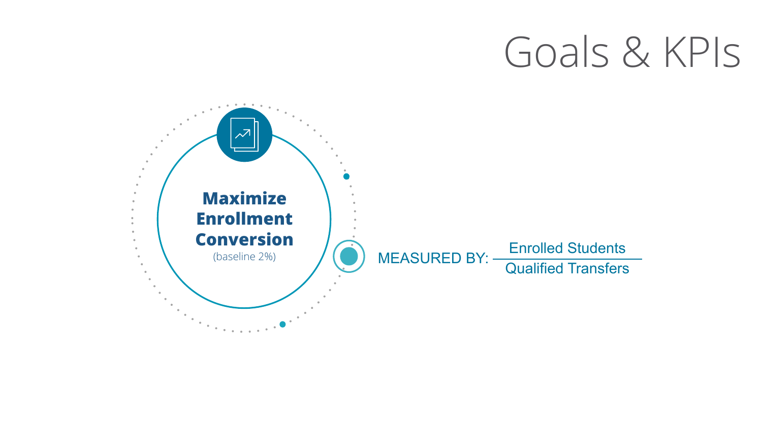# Goals & KPIs

**Maximize Enrollment Conversion**
(baseline 2%)

MEASURED BY: $\frac{\text{Enrolled Students}}{\text{Qualified Transfers}}$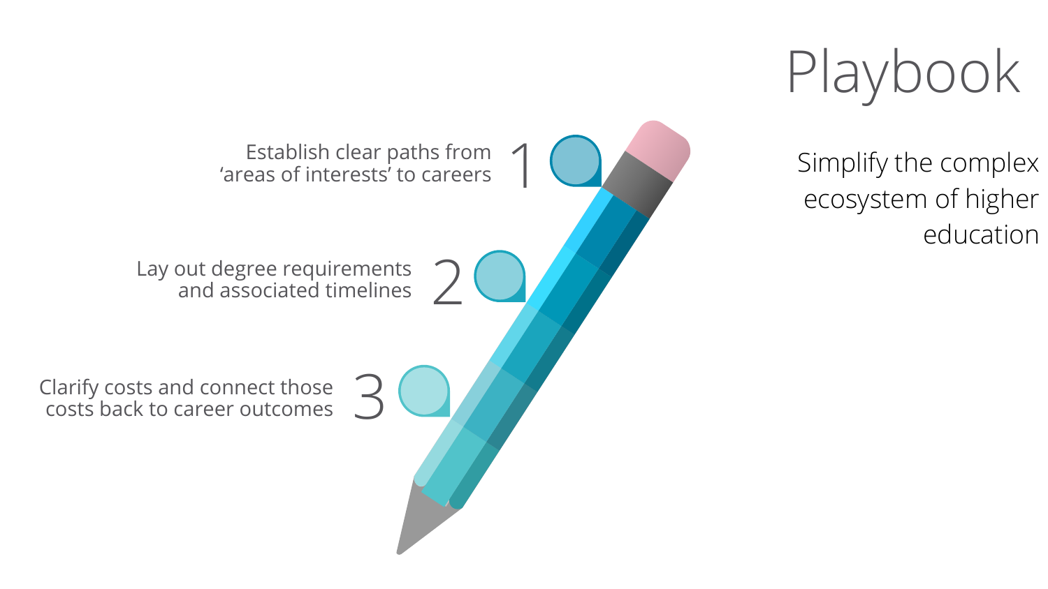# Playbook

Simplify the complex ecosystem of higher education

1. Establish clear paths from ‘areas of interests’ to careers
2. Lay out degree requirements and associated timelines
3. Clarify costs and connect those costs back to career outcomes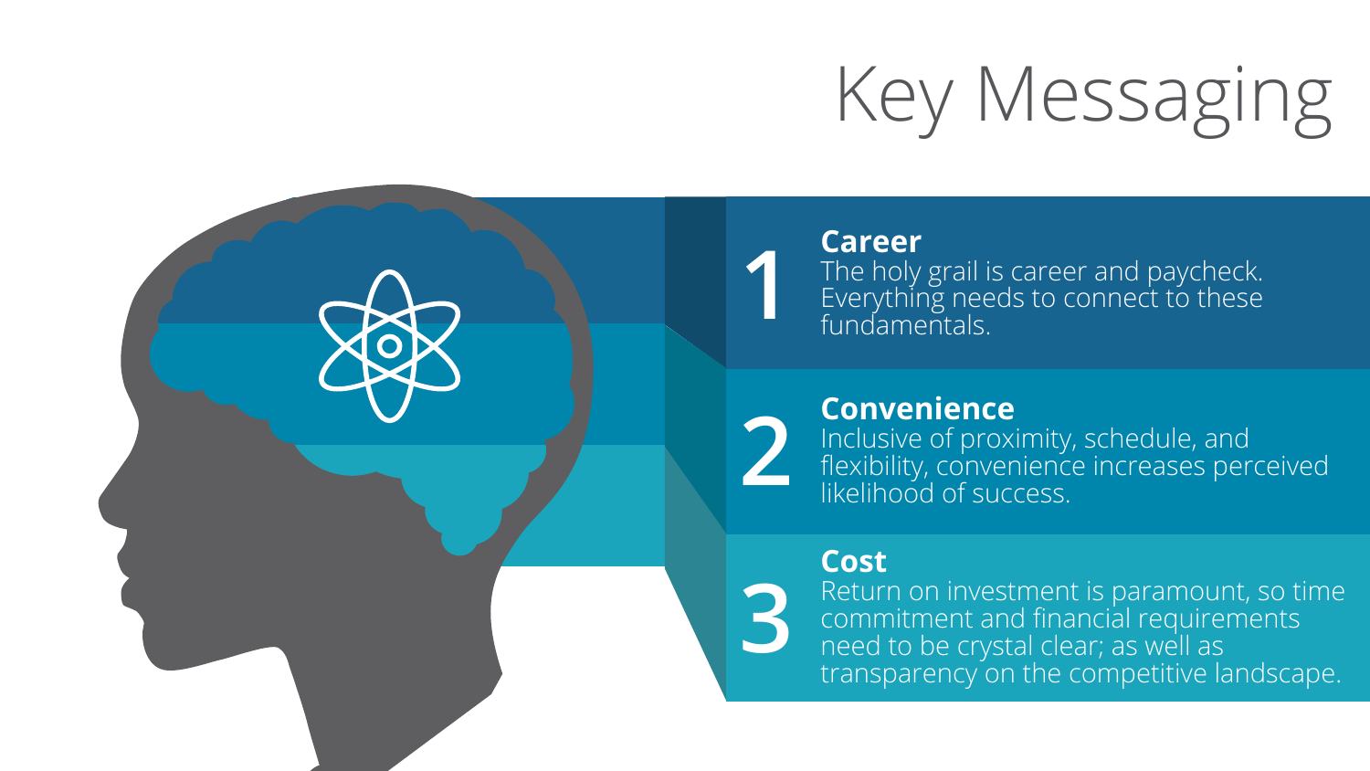# Key Messaging

1. **Career**
   The holy grail is career and paycheck. Everything needs to connect to these fundamentals.

2. **Convenience**
   Inclusive of proximity, schedule, and flexibility, convenience increases perceived likelihood of success.

3. **Cost**
   Return on investment is paramount, so time commitment and financial requirements need to be crystal clear; as well as transparency on the competitive landscape.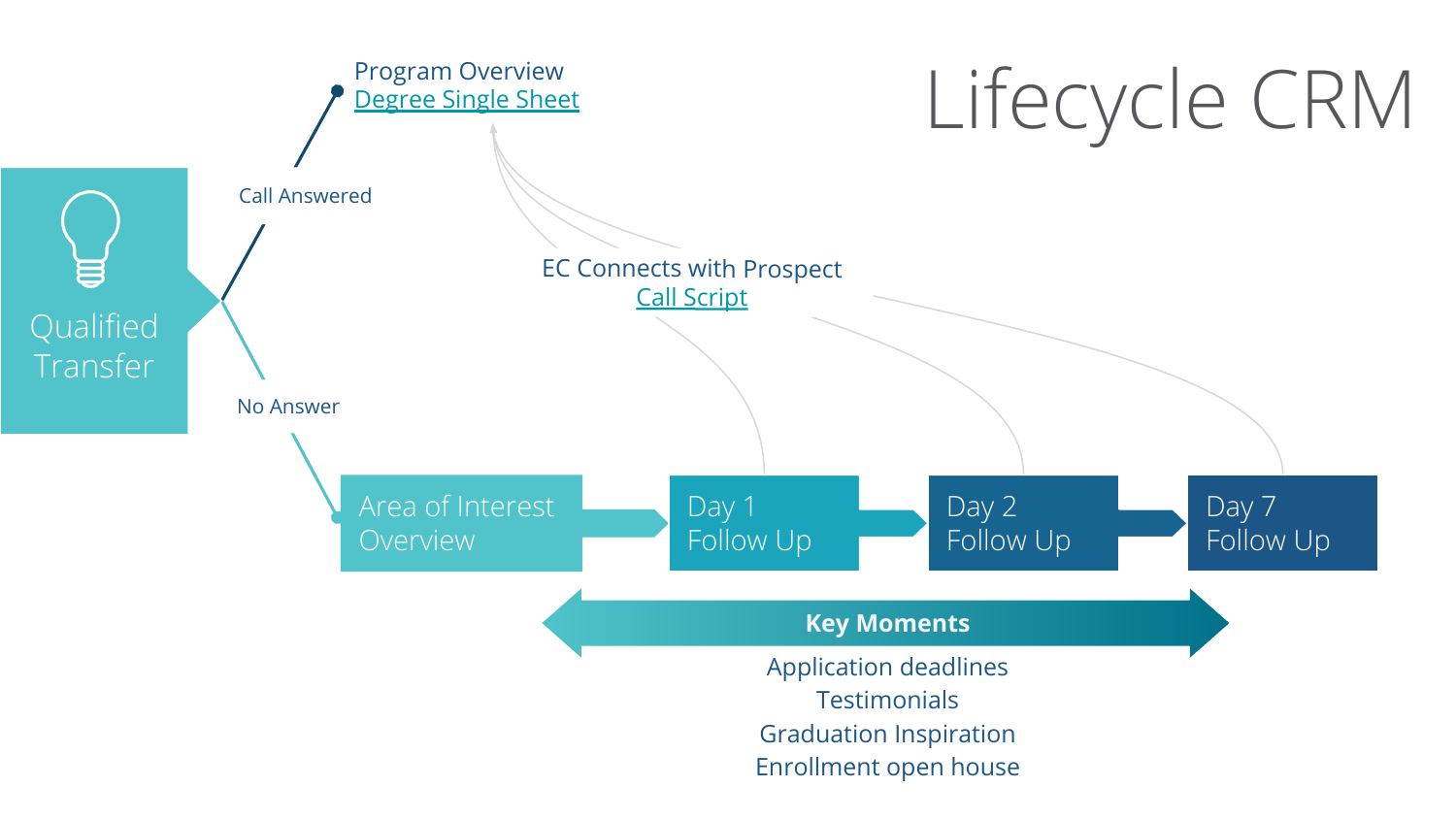# Lifecycle CRM

Qualified Transfer

Call Answered

Program Overview
Degree Single Sheet

No Answer

Area of Interest Overview

Day 1 Follow Up

Day 2 Follow Up

Day 7 Follow Up

EC Connects with Prospect
Call Script

**Key Moments**

Application deadlines
Testimonials
Graduation Inspiration
Enrollment open house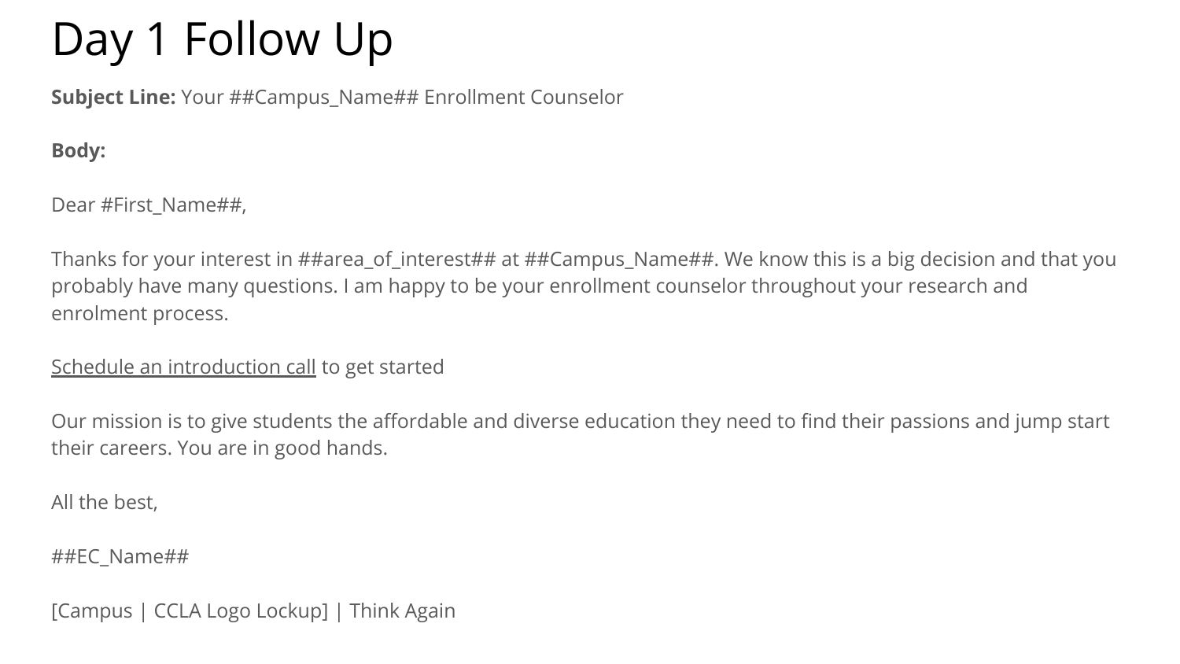# Day 1 Follow Up

**Subject Line:** Your ##Campus_Name## Enrollment Counselor

**Body:**

Dear #First_Name##,

Thanks for your interest in ##area_of_interest## at ##Campus_Name##. We know this is a big decision and that you probably have many questions. I am happy to be your enrollment counselor throughout your research and enrolment process.

Schedule an introduction call to get started

Our mission is to give students the affordable and diverse education they need to find their passions and jump start their careers. You are in good hands.

All the best,

##EC_Name##

[Campus | CCLA Logo Lockup] | Think Again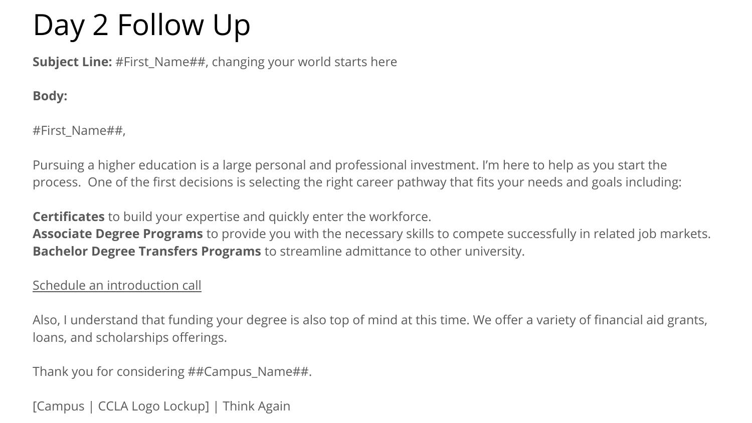# Day 2 Follow Up

**Subject Line:** #First_Name##, changing your world starts here

**Body:**

#First_Name##,

Pursuing a higher education is a large personal and professional investment. I'm here to help as you start the process.  One of the first decisions is selecting the right career pathway that fits your needs and goals including:

**Certificates** to build your expertise and quickly enter the workforce.
**Associate Degree Programs** to provide you with the necessary skills to compete successfully in related job markets.
**Bachelor Degree Transfers Programs** to streamline admittance to other university.

Schedule an introduction call

Also, I understand that funding your degree is also top of mind at this time. We offer a variety of financial aid grants, loans, and scholarships offerings.

Thank you for considering ##Campus_Name##.

[Campus | CCLA Logo Lockup] | Think Again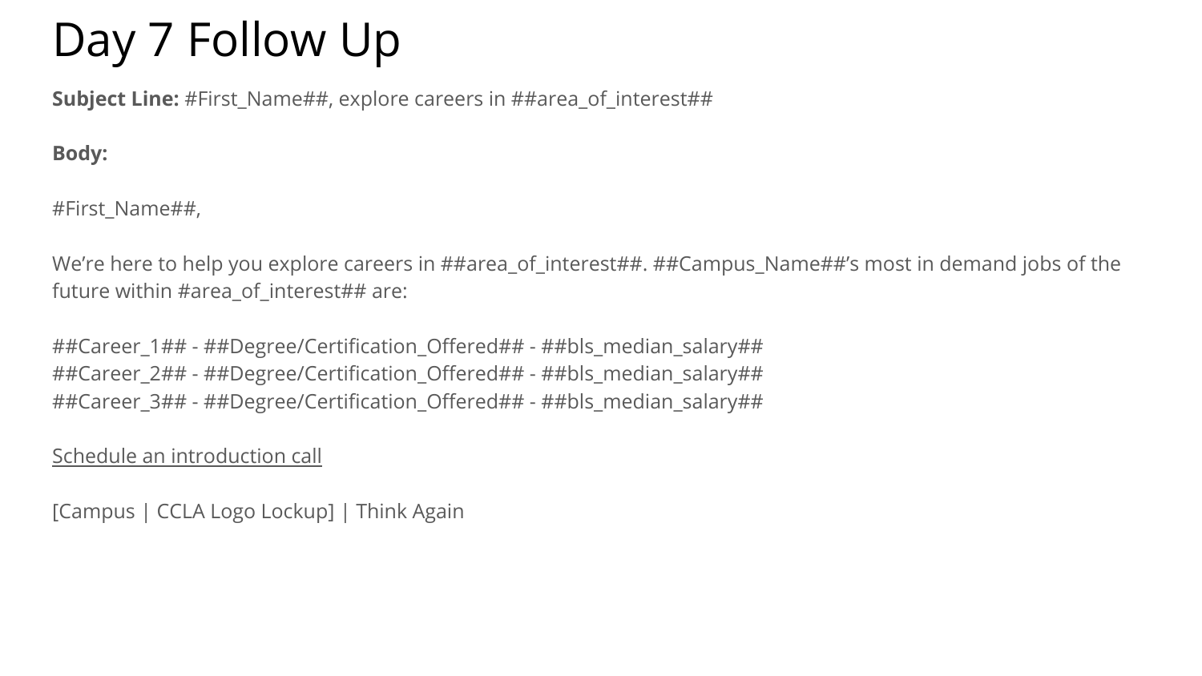# Day 7 Follow Up

**Subject Line:** #First_Name##, explore careers in ##area_of_interest##

**Body:**

#First_Name##,

We're here to help you explore careers in ##area_of_interest##. ##Campus_Name##'s most in demand jobs of the future within #area_of_interest## are:

##Career_1## - ##Degree/Certification_Offered## - ##bls_median_salary##
##Career_2## - ##Degree/Certification_Offered## - ##bls_median_salary##
##Career_3## - ##Degree/Certification_Offered## - ##bls_median_salary##

Schedule an introduction call

[Campus | CCLA Logo Lockup] | Think Again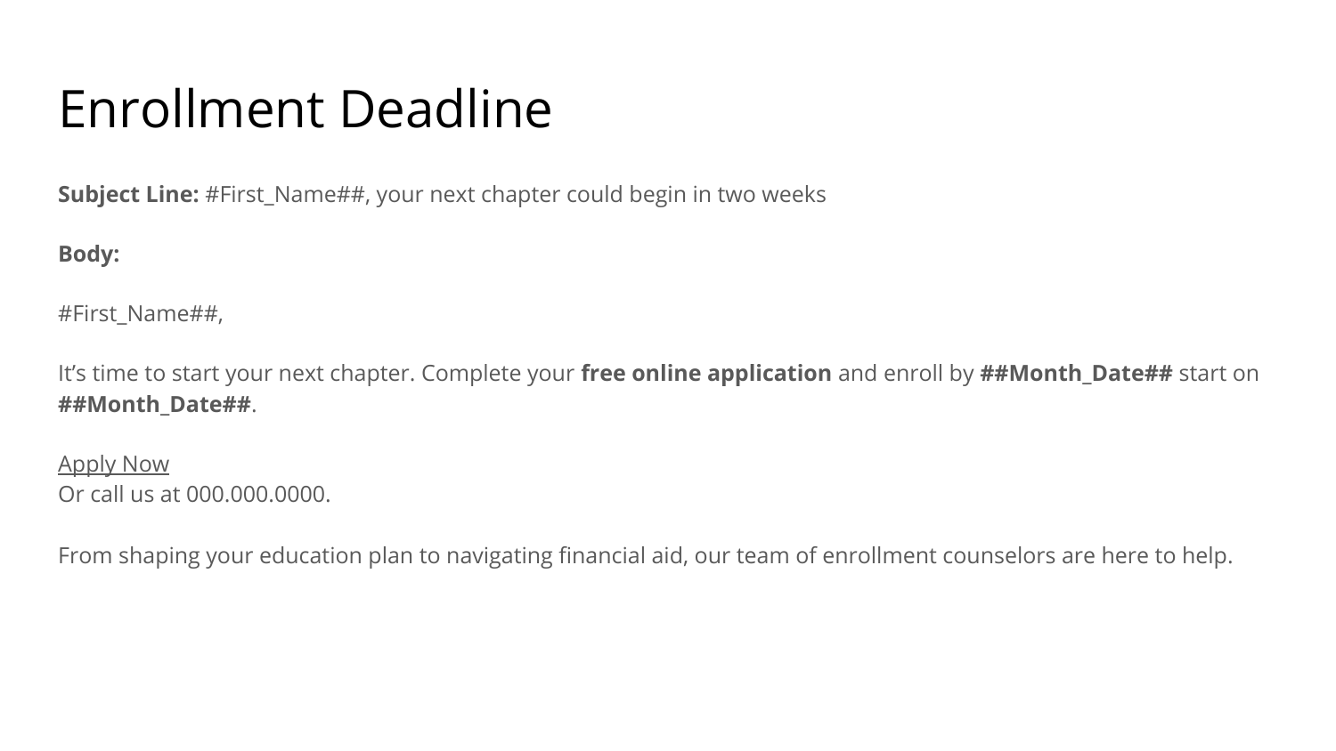# Enrollment Deadline

**Subject Line:** #First_Name##, your next chapter could begin in two weeks

**Body:**

#First_Name##,

It's time to start your next chapter. Complete your **free online application** and enroll by **##Month_Date##** start on **##Month_Date##**.

Apply Now
Or call us at 000.000.0000.

From shaping your education plan to navigating financial aid, our team of enrollment counselors are here to help.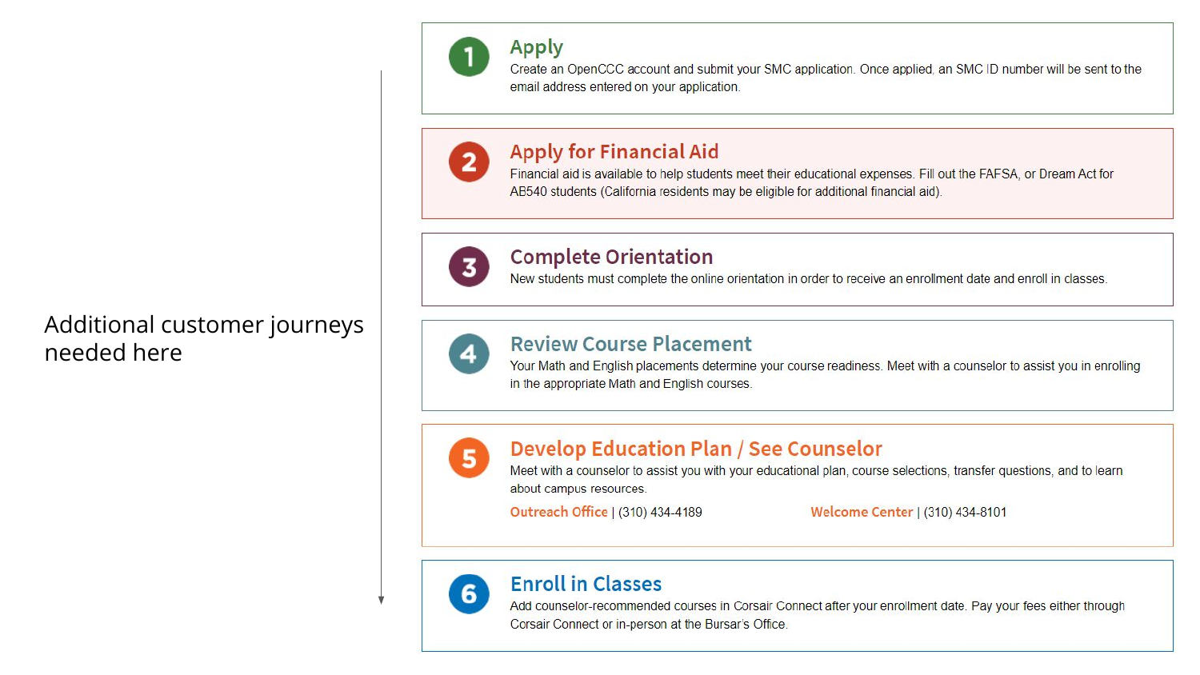Additional customer journeys needed here

## 1 Apply

Create an OpenCCC account and submit your SMC application. Once applied, an SMC ID number will be sent to the email address entered on your application.

## 2 Apply for Financial Aid

Financial aid is available to help students meet their educational expenses. Fill out the FAFSA, or Dream Act for AB540 students (California residents may be eligible for additional financial aid).

## 3 Complete Orientation

New students must complete the online orientation in order to receive an enrollment date and enroll in classes.

## 4 Review Course Placement

Your Math and English placements determine your course readiness. Meet with a counselor to assist you in enrolling in the appropriate Math and English courses.

## 5 Develop Education Plan / See Counselor

Meet with a counselor to assist you with your educational plan, course selections, transfer questions, and to learn about campus resources.

Outreach Office | (310) 434-4189

Welcome Center | (310) 434-8101

## 6 Enroll in Classes

Add counselor-recommended courses in Corsair Connect after your enrollment date. Pay your fees either through Corsair Connect or in-person at the Bursar's Office.